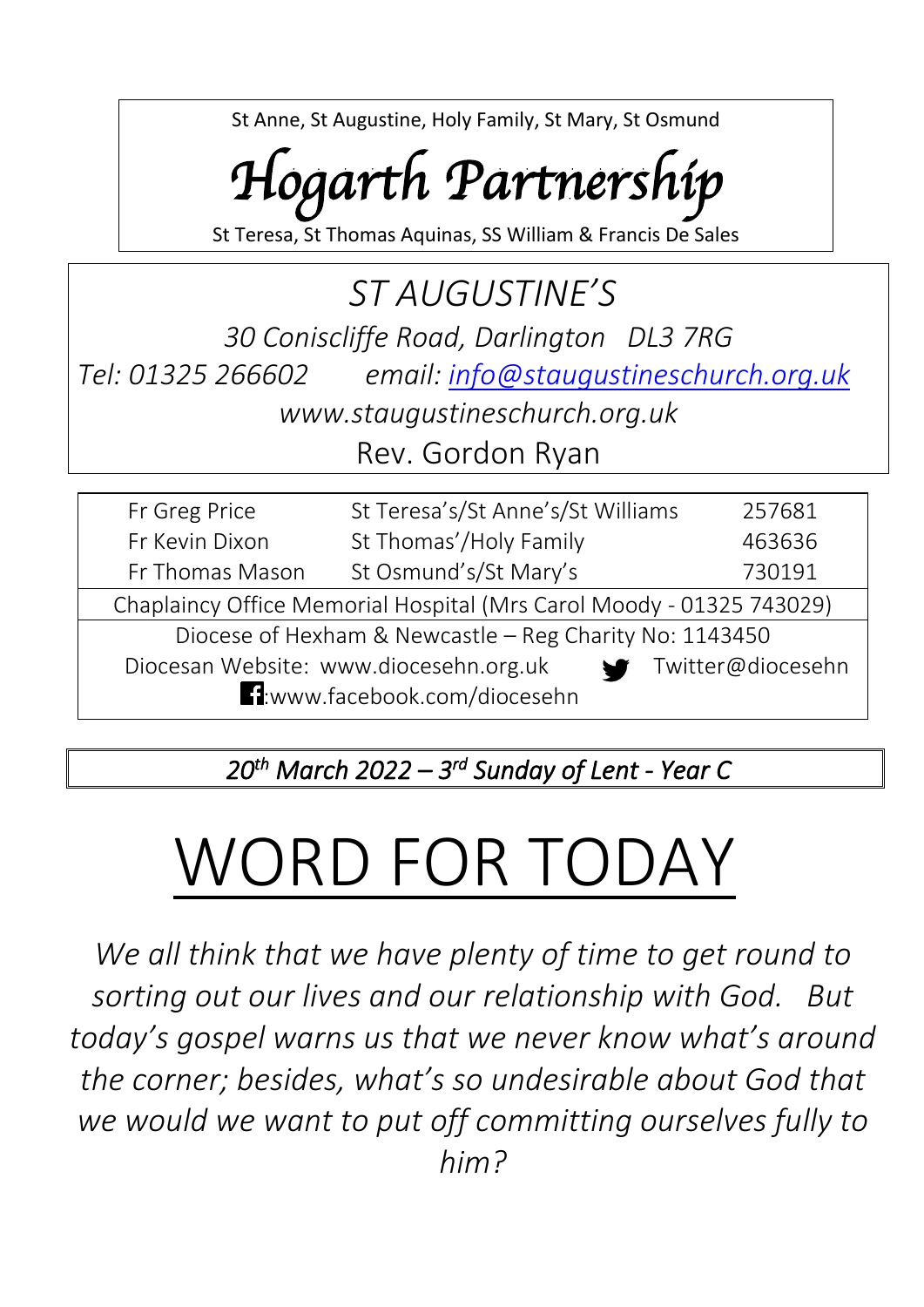St Anne, St Augustine, Holy Family, St Mary, St Osmund

# *Hogarth Partnership*

St Teresa, St Thomas Aquinas, SS William & Francis De Sales

## *ST AUGUSTINE'S*

*30 Coniscliffe Road, Darlington   DL3 7RG*

*Tel: 01325 266602        email: info@staugustineschurch.org.uk*

*www.staugustineschurch.org.uk*

Rev. Gordon Ryan

| | | |
|---|---|---|
| Fr Greg Price | St Teresa's/St Anne's/St Williams | 257681 |
| Fr Kevin Dixon | St Thomas'/Holy Family | 463636 |
| Fr Thomas Mason | St Osmund's/St Mary's | 730191 |

Chaplaincy Office Memorial Hospital (Mrs Carol Moody - 01325 743029)

Diocese of Hexham & Newcastle – Reg Charity No: 1143450

Diocesan Website: www.diocesehn.org.uk    Twitter@diocesehn

:www.facebook.com/diocesehn

*20th March 2022 – 3rd Sunday of Lent - Year C*

# WORD FOR TODAY

*We all think that we have plenty of time to get round to sorting out our lives and our relationship with God.   But today's gospel warns us that we never know what's around the corner; besides, what's so undesirable about God that we would we want to put off committing ourselves fully to him?*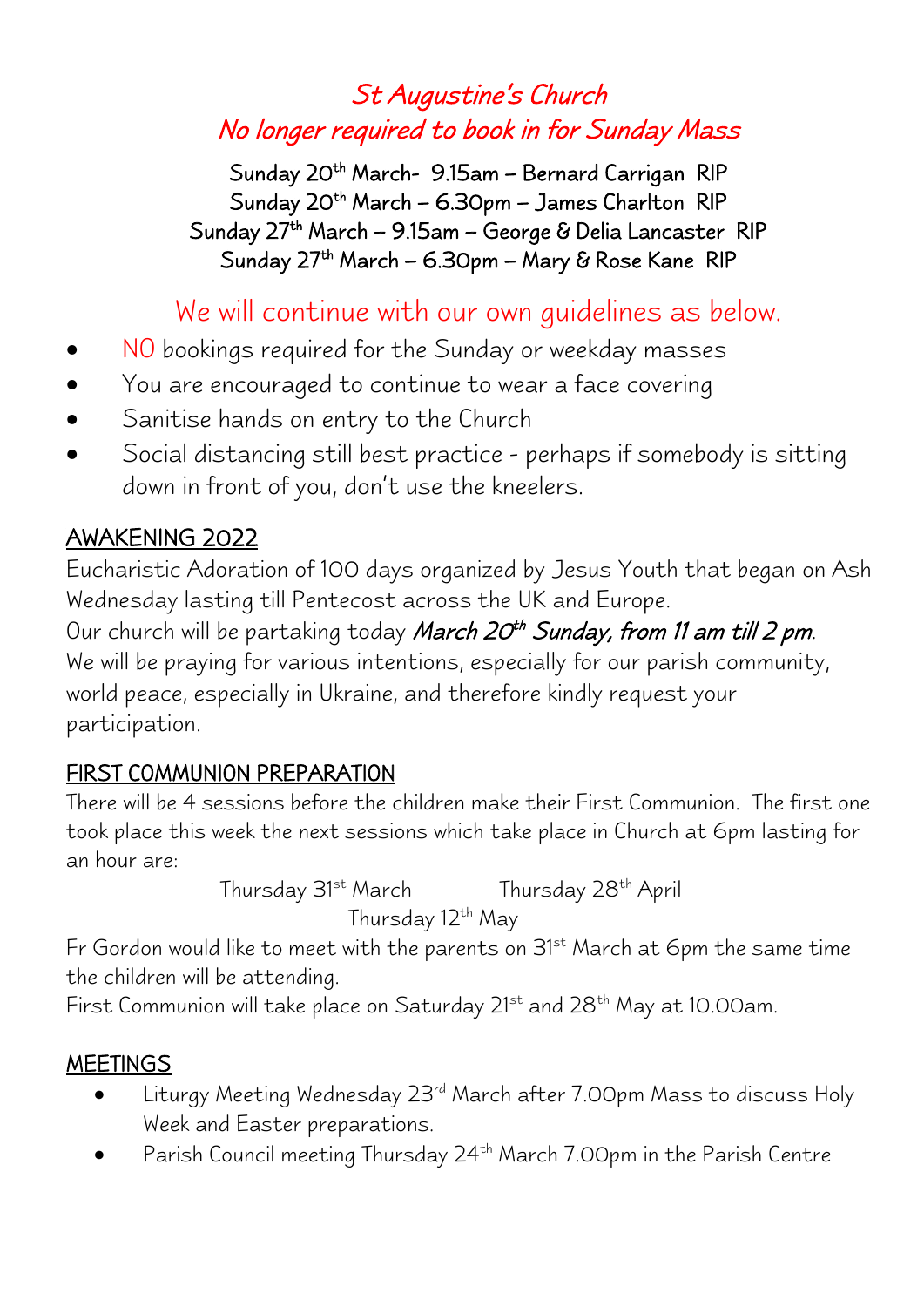## *St Augustine's Church*
## *No longer required to book in for Sunday Mass*

Sunday 20th March- 9.15am – Bernard Carrigan RIP
Sunday 20th March – 6.30pm – James Charlton RIP
Sunday 27th March – 9.15am – George & Delia Lancaster RIP
Sunday 27th March – 6.30pm – Mary & Rose Kane RIP

We will continue with our own guidelines as below.

- NO bookings required for the Sunday or weekday masses
- You are encouraged to continue to wear a face covering
- Sanitise hands on entry to the Church
- Social distancing still best practice - perhaps if somebody is sitting down in front of you, don't use the kneelers.

### AWAKENING 2022

Eucharistic Adoration of 100 days organized by Jesus Youth that began on Ash Wednesday lasting till Pentecost across the UK and Europe.
Our church will be partaking today *March 20th Sunday, from 11 am till 2 pm*.
We will be praying for various intentions, especially for our parish community, world peace, especially in Ukraine, and therefore kindly request your participation.

### FIRST COMMUNION PREPARATION

There will be 4 sessions before the children make their First Communion. The first one took place this week the next sessions which take place in Church at 6pm lasting for an hour are:

Thursday 31st March    Thursday 28th April
Thursday 12th May

Fr Gordon would like to meet with the parents on 31st March at 6pm the same time the children will be attending.
First Communion will take place on Saturday 21st and 28th May at 10.00am.

### MEETINGS

- Liturgy Meeting Wednesday 23rd March after 7.00pm Mass to discuss Holy Week and Easter preparations.
- Parish Council meeting Thursday 24th March 7.00pm in the Parish Centre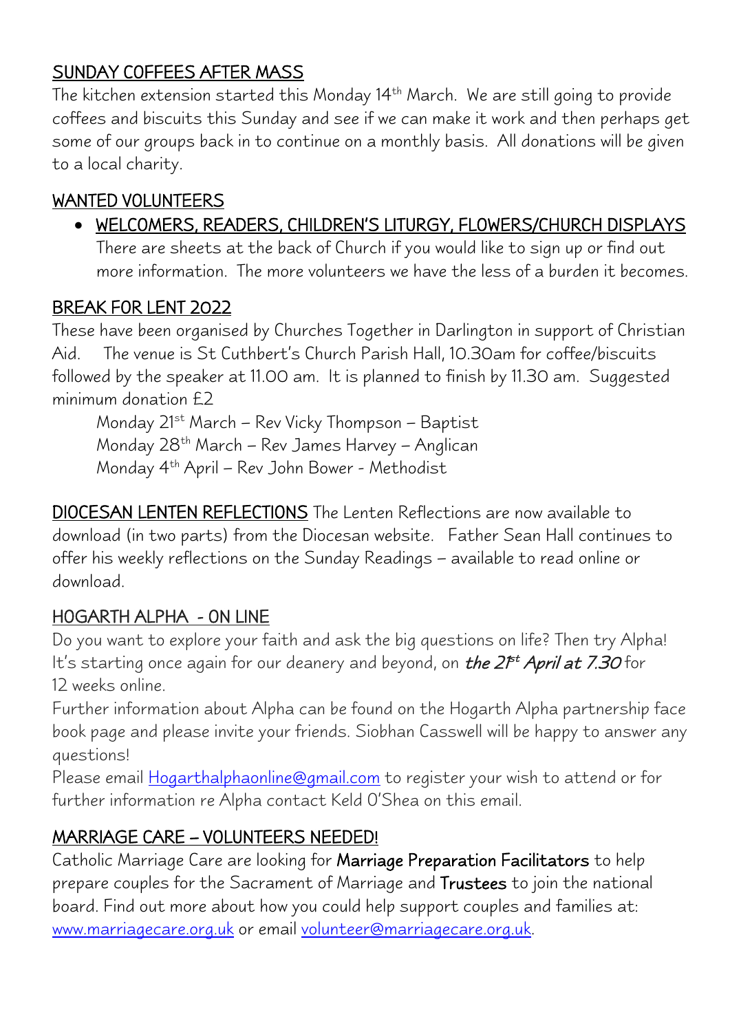## SUNDAY COFFEES AFTER MASS

The kitchen extension started this Monday 14th March. We are still going to provide coffees and biscuits this Sunday and see if we can make it work and then perhaps get some of our groups back in to continue on a monthly basis. All donations will be given to a local charity.

## WANTED VOLUNTEERS

- WELCOMERS, READERS, CHILDREN'S LITURGY, FLOWERS/CHURCH DISPLAYS
  There are sheets at the back of Church if you would like to sign up or find out more information. The more volunteers we have the less of a burden it becomes.

## BREAK FOR LENT 2022

These have been organised by Churches Together in Darlington in support of Christian Aid. The venue is St Cuthbert's Church Parish Hall, 10.30am for coffee/biscuits followed by the speaker at 11.00 am. It is planned to finish by 11.30 am. Suggested minimum donation £2

Monday 21st March – Rev Vicky Thompson – Baptist
Monday 28th March – Rev James Harvey – Anglican
Monday 4th April – Rev John Bower - Methodist

**DIOCESAN LENTEN REFLECTIONS** The Lenten Reflections are now available to download (in two parts) from the Diocesan website. Father Sean Hall continues to offer his weekly reflections on the Sunday Readings – available to read online or download.

## HOGARTH ALPHA - ON LINE

Do you want to explore your faith and ask the big questions on life? Then try Alpha! It's starting once again for our deanery and beyond, on ***the 21st April at 7.30*** for 12 weeks online.

Further information about Alpha can be found on the Hogarth Alpha partnership face book page and please invite your friends. Siobhan Casswell will be happy to answer any questions!

Please email Hogarthalphaonline@gmail.com to register your wish to attend or for further information re Alpha contact Keld O'Shea on this email.

## MARRIAGE CARE – VOLUNTEERS NEEDED!

Catholic Marriage Care are looking for **Marriage Preparation Facilitators** to help prepare couples for the Sacrament of Marriage and **Trustees** to join the national board. Find out more about how you could help support couples and families at: www.marriagecare.org.uk or email volunteer@marriagecare.org.uk.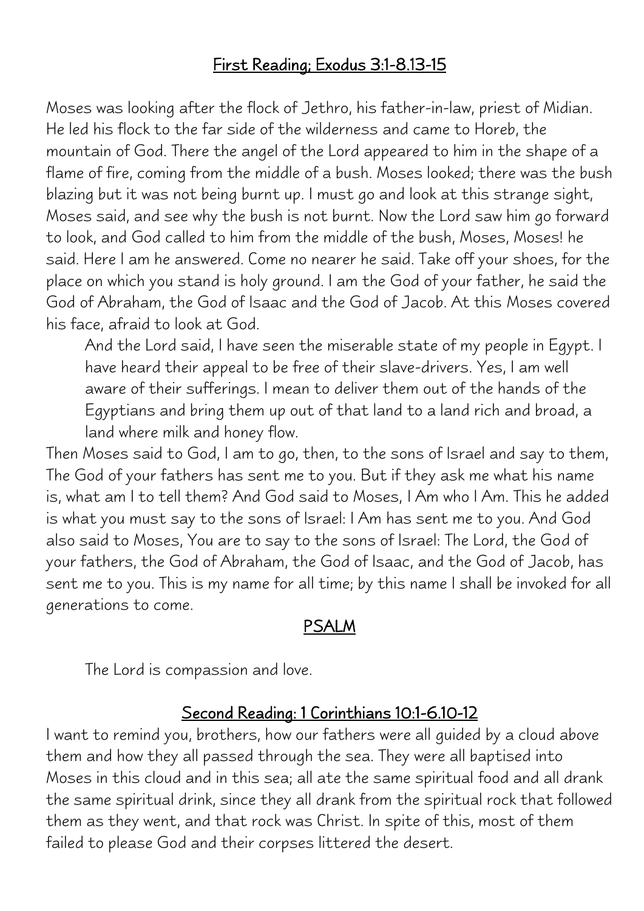## First Reading; Exodus 3:1-8.13-15

Moses was looking after the flock of Jethro, his father-in-law, priest of Midian. He led his flock to the far side of the wilderness and came to Horeb, the mountain of God. There the angel of the Lord appeared to him in the shape of a flame of fire, coming from the middle of a bush. Moses looked; there was the bush blazing but it was not being burnt up. I must go and look at this strange sight, Moses said, and see why the bush is not burnt. Now the Lord saw him go forward to look, and God called to him from the middle of the bush, Moses, Moses! he said. Here I am he answered. Come no nearer he said. Take off your shoes, for the place on which you stand is holy ground. I am the God of your father, he said the God of Abraham, the God of Isaac and the God of Jacob. At this Moses covered his face, afraid to look at God.

> And the Lord said, I have seen the miserable state of my people in Egypt. I have heard their appeal to be free of their slave-drivers. Yes, I am well aware of their sufferings. I mean to deliver them out of the hands of the Egyptians and bring them up out of that land to a land rich and broad, a land where milk and honey flow.

Then Moses said to God, I am to go, then, to the sons of Israel and say to them, The God of your fathers has sent me to you. But if they ask me what his name is, what am I to tell them? And God said to Moses, I Am who I Am. This he added is what you must say to the sons of Israel: I Am has sent me to you. And God also said to Moses, You are to say to the sons of Israel: The Lord, the God of your fathers, the God of Abraham, the God of Isaac, and the God of Jacob, has sent me to you. This is my name for all time; by this name I shall be invoked for all generations to come.

## PSALM

The Lord is compassion and love.

## Second Reading: 1 Corinthians 10:1-6.10-12

I want to remind you, brothers, how our fathers were all guided by a cloud above them and how they all passed through the sea. They were all baptised into Moses in this cloud and in this sea; all ate the same spiritual food and all drank the same spiritual drink, since they all drank from the spiritual rock that followed them as they went, and that rock was Christ. In spite of this, most of them failed to please God and their corpses littered the desert.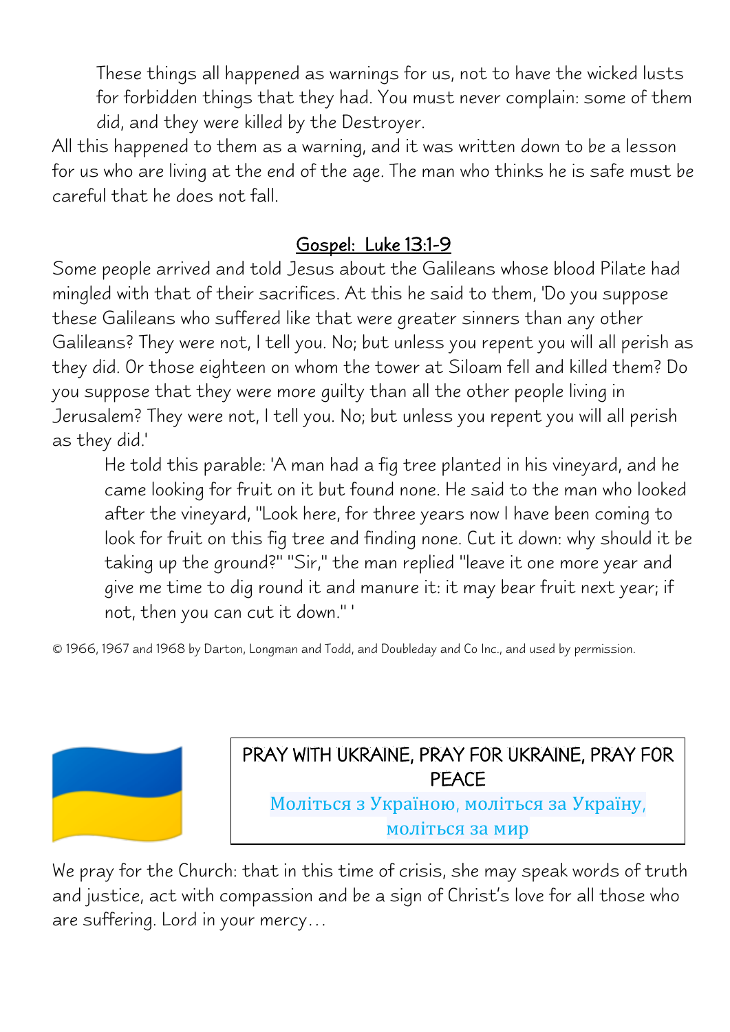These things all happened as warnings for us, not to have the wicked lusts for forbidden things that they had. You must never complain: some of them did, and they were killed by the Destroyer.

All this happened to them as a warning, and it was written down to be a lesson for us who are living at the end of the age. The man who thinks he is safe must be careful that he does not fall.

## Gospel: Luke 13:1-9

Some people arrived and told Jesus about the Galileans whose blood Pilate had mingled with that of their sacrifices. At this he said to them, 'Do you suppose these Galileans who suffered like that were greater sinners than any other Galileans? They were not, I tell you. No; but unless you repent you will all perish as they did. Or those eighteen on whom the tower at Siloam fell and killed them? Do you suppose that they were more guilty than all the other people living in Jerusalem? They were not, I tell you. No; but unless you repent you will all perish as they did.'

He told this parable: 'A man had a fig tree planted in his vineyard, and he came looking for fruit on it but found none. He said to the man who looked after the vineyard, "Look here, for three years now I have been coming to look for fruit on this fig tree and finding none. Cut it down: why should it be taking up the ground?" "Sir," the man replied "leave it one more year and give me time to dig round it and manure it: it may bear fruit next year; if not, then you can cut it down." '

© 1966, 1967 and 1968 by Darton, Longman and Todd, and Doubleday and Co Inc., and used by permission.

PRAY WITH UKRAINE, PRAY FOR UKRAINE, PRAY FOR PEACE

Моліться з Україною, моліться за Україну, моліться за мир

We pray for the Church: that in this time of crisis, she may speak words of truth and justice, act with compassion and be a sign of Christ's love for all those who are suffering. Lord in your mercy…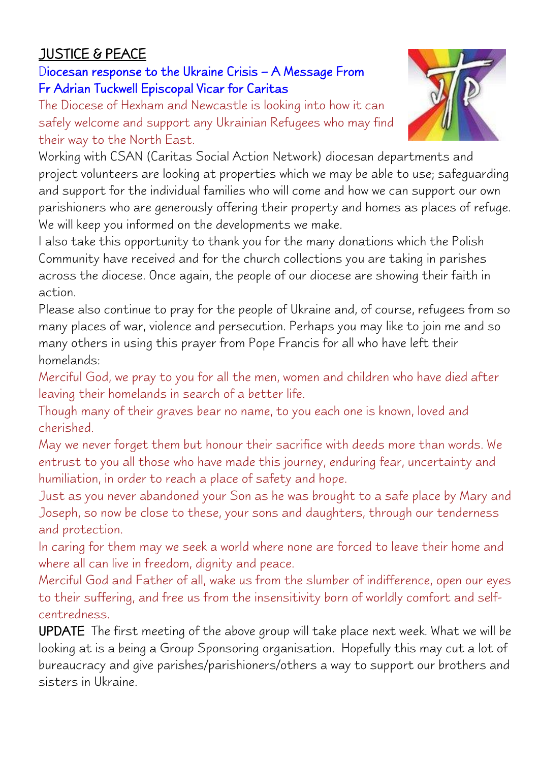## JUSTICE & PEACE

### Diocesan response to the Ukraine Crisis – A Message From Fr Adrian Tuckwell Episcopal Vicar for Caritas

The Diocese of Hexham and Newcastle is looking into how it can safely welcome and support any Ukrainian Refugees who may find their way to the North East.

Working with CSAN (Caritas Social Action Network) diocesan departments and project volunteers are looking at properties which we may be able to use; safeguarding and support for the individual families who will come and how we can support our own parishioners who are generously offering their property and homes as places of refuge. We will keep you informed on the developments we make.

I also take this opportunity to thank you for the many donations which the Polish Community have received and for the church collections you are taking in parishes across the diocese. Once again, the people of our diocese are showing their faith in action.

Please also continue to pray for the people of Ukraine and, of course, refugees from so many places of war, violence and persecution. Perhaps you may like to join me and so many others in using this prayer from Pope Francis for all who have left their homelands:

Merciful God, we pray to you for all the men, women and children who have died after leaving their homelands in search of a better life.

Though many of their graves bear no name, to you each one is known, loved and cherished.

May we never forget them but honour their sacrifice with deeds more than words. We entrust to you all those who have made this journey, enduring fear, uncertainty and humiliation, in order to reach a place of safety and hope.

Just as you never abandoned your Son as he was brought to a safe place by Mary and Joseph, so now be close to these, your sons and daughters, through our tenderness and protection.

In caring for them may we seek a world where none are forced to leave their home and where all can live in freedom, dignity and peace.

Merciful God and Father of all, wake us from the slumber of indifference, open our eyes to their suffering, and free us from the insensitivity born of worldly comfort and self-centredness.

**UPDATE** The first meeting of the above group will take place next week. What we will be looking at is a being a Group Sponsoring organisation. Hopefully this may cut a lot of bureaucracy and give parishes/parishioners/others a way to support our brothers and sisters in Ukraine.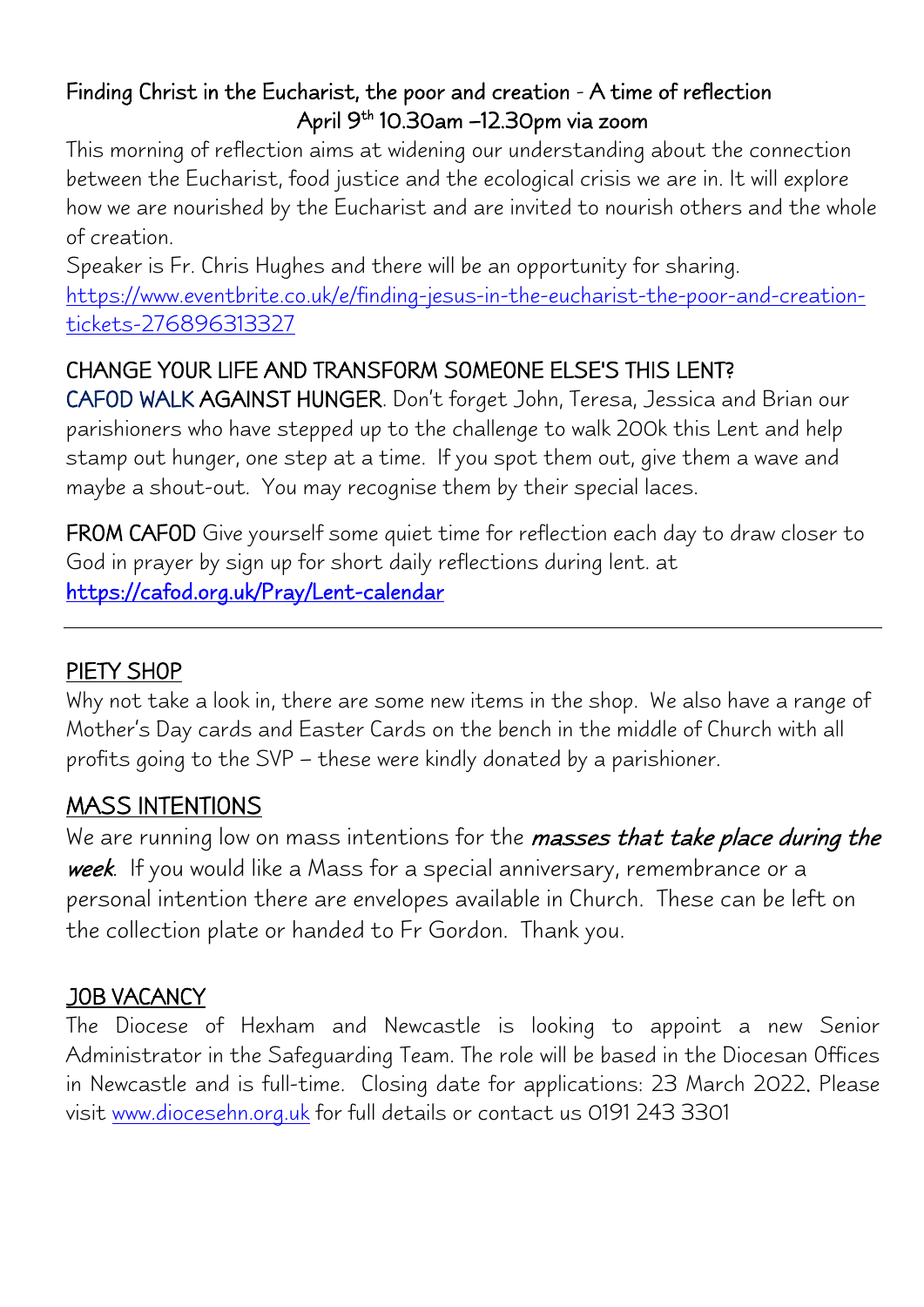**Finding Christ in the Eucharist, the poor and creation - A time of reflection**
**April 9th 10.30am –12.30pm via zoom**

This morning of reflection aims at widening our understanding about the connection between the Eucharist, food justice and the ecological crisis we are in. It will explore how we are nourished by the Eucharist and are invited to nourish others and the whole of creation.

Speaker is Fr. Chris Hughes and there will be an opportunity for sharing.
https://www.eventbrite.co.uk/e/finding-jesus-in-the-eucharist-the-poor-and-creation-tickets-276896313327

**CHANGE YOUR LIFE AND TRANSFORM SOMEONE ELSE'S THIS LENT?**

**CAFOD WALK AGAINST HUNGER**. Don't forget John, Teresa, Jessica and Brian our parishioners who have stepped up to the challenge to walk 200k this Lent and help stamp out hunger, one step at a time. If you spot them out, give them a wave and maybe a shout-out. You may recognise them by their special laces.

**FROM CAFOD** Give yourself some quiet time for reflection each day to draw closer to God in prayer by sign up for short daily reflections during lent. at https://cafod.org.uk/Pray/Lent-calendar

---

## PIETY SHOP

Why not take a look in, there are some new items in the shop. We also have a range of Mother's Day cards and Easter Cards on the bench in the middle of Church with all profits going to the SVP – these were kindly donated by a parishioner.

## MASS INTENTIONS

We are running low on mass intentions for the ***masses that take place during the week***. If you would like a Mass for a special anniversary, remembrance or a personal intention there are envelopes available in Church. These can be left on the collection plate or handed to Fr Gordon. Thank you.

## JOB VACANCY

The Diocese of Hexham and Newcastle is looking to appoint a new Senior Administrator in the Safeguarding Team. The role will be based in the Diocesan Offices in Newcastle and is full-time. Closing date for applications: 23 March 2022. Please visit www.diocesehn.org.uk for full details or contact us 0191 243 3301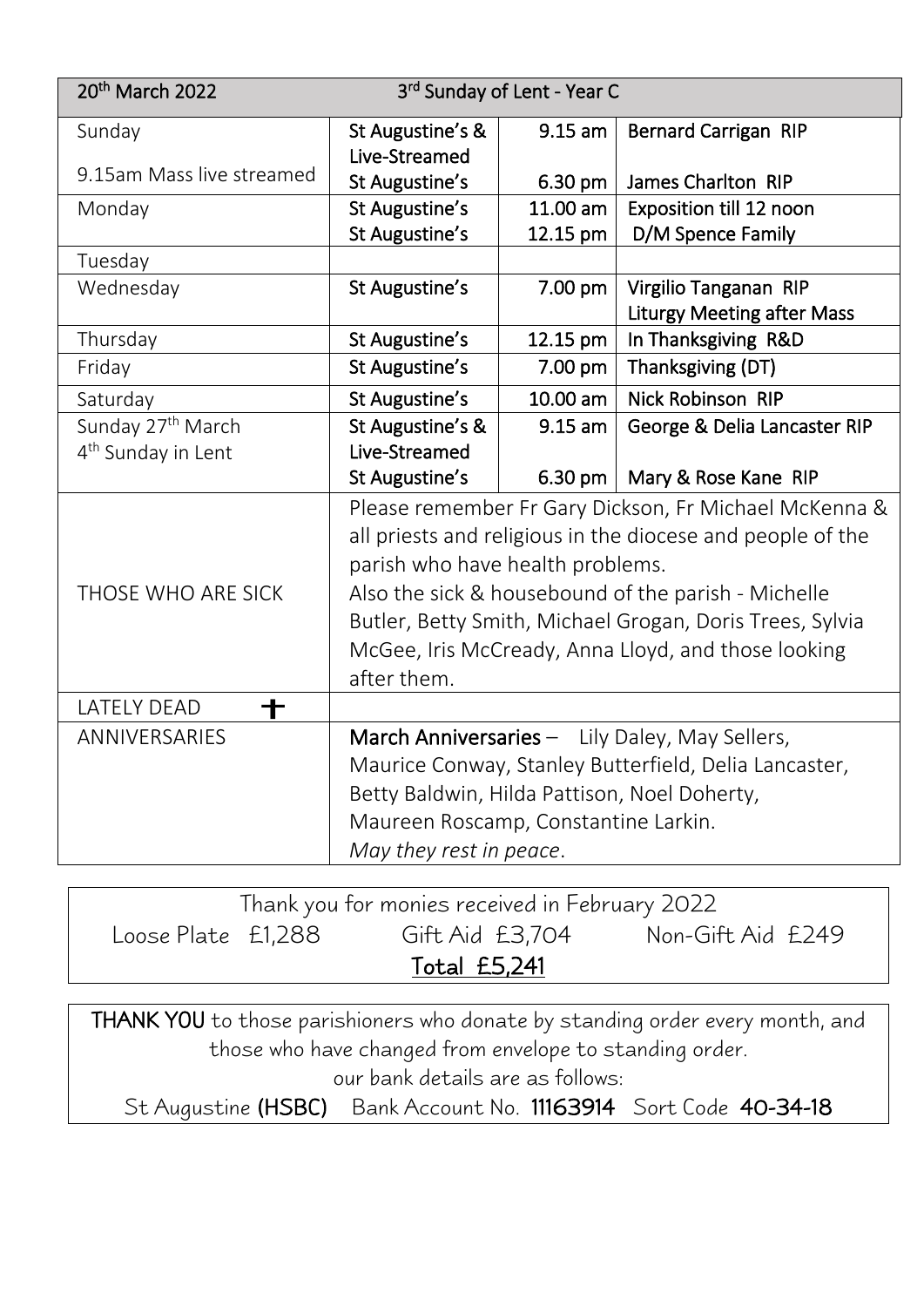| 20th March 2022 | 3rd Sunday of Lent - Year C | | |
|---|---|---|---|
| Sunday<br>9.15am Mass live streamed | St Augustine's & Live-Streamed<br>St Augustine's | 9.15 am<br>6.30 pm | Bernard Carrigan RIP<br>James Charlton RIP |
| Monday | St Augustine's<br>St Augustine's | 11.00 am<br>12.15 pm | Exposition till 12 noon<br>D/M Spence Family |
| Tuesday | | | |
| Wednesday | St Augustine's | 7.00 pm | Virgilio Tanganan RIP<br>Liturgy Meeting after Mass |
| Thursday | St Augustine's | 12.15 pm | In Thanksgiving R&D |
| Friday | St Augustine's | 7.00 pm | Thanksgiving (DT) |
| Saturday | St Augustine's | 10.00 am | Nick Robinson RIP |
| Sunday 27th March<br>4th Sunday in Lent | St Augustine's & Live-Streamed<br>St Augustine's | 9.15 am<br>6.30 pm | George & Delia Lancaster RIP<br>Mary & Rose Kane RIP |
| THOSE WHO ARE SICK | Please remember Fr Gary Dickson, Fr Michael McKenna & all priests and religious in the diocese and people of the parish who have health problems.<br>Also the sick & housebound of the parish - Michelle Butler, Betty Smith, Michael Grogan, Doris Trees, Sylvia McGee, Iris McCready, Anna Lloyd, and those looking after them. | | |
| LATELY DEAD ✝ | | | |
| ANNIVERSARIES | **March Anniversaries** – Lily Daley, May Sellers, Maurice Conway, Stanley Butterfield, Delia Lancaster, Betty Baldwin, Hilda Pattison, Noel Doherty, Maureen Roscamp, Constantine Larkin.<br>*May they rest in peace*. | | |

Thank you for monies received in February 2022

Loose Plate £1,288 Gift Aid £3,704 Non-Gift Aid £249

Total £5,241

**THANK YOU** to those parishioners who donate by standing order every month, and those who have changed from envelope to standing order.
our bank details are as follows:
St Augustine **(HSBC)** Bank Account No. **11163914** Sort Code **40-34-18**